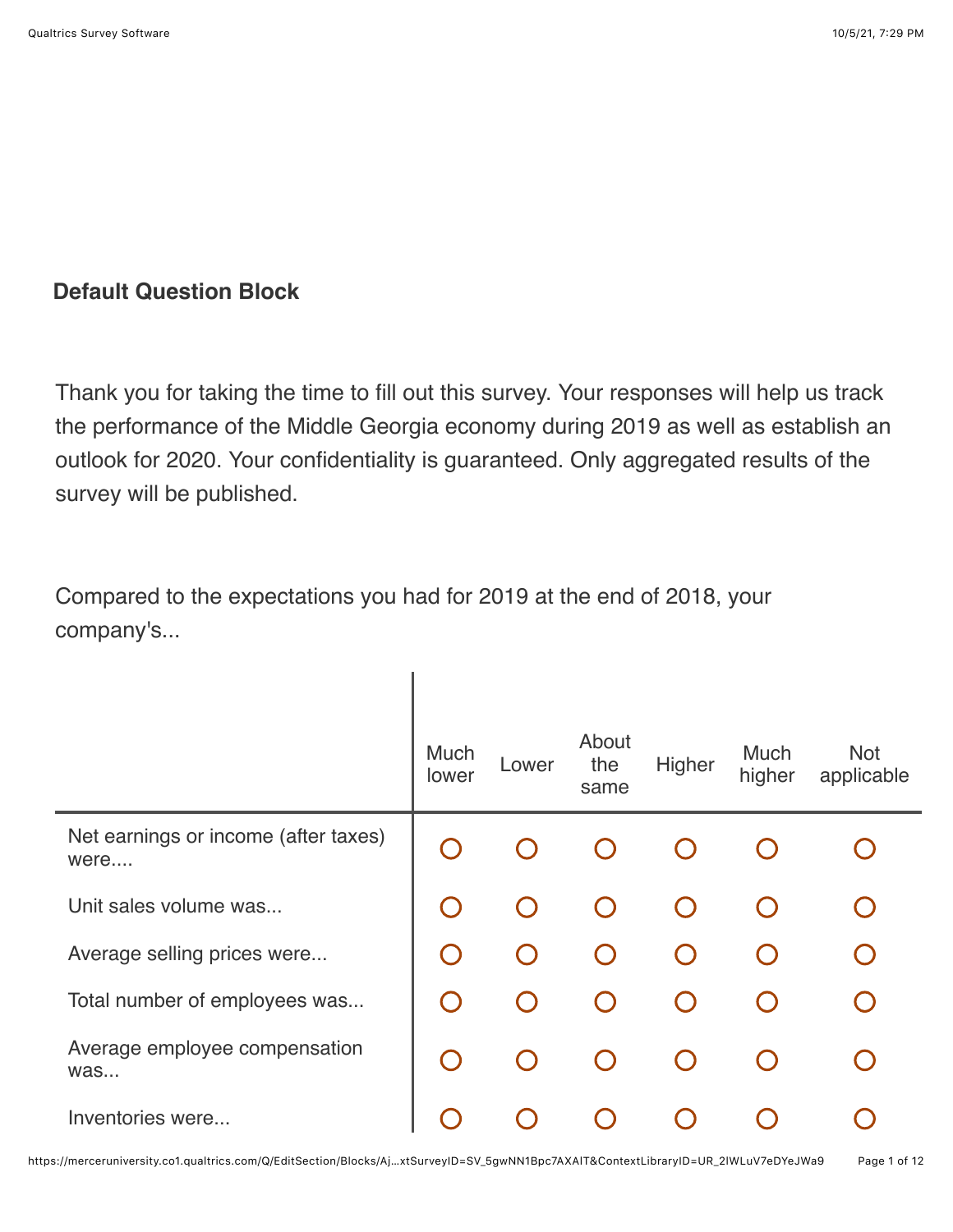## Default Question Block

Thank you for taking the time to fill out this survey. Your responses will help us track the performance of the Middle Georgia economy during 2019 as well as establish an outlook for 2020. Your confidentiality is guaranteed. Only aggregated results of the survey will be published.

Compared to the expectations you had for 2019 at the end of 2018, your company's...

| | Much lower | Lower | About the same | Higher | Much higher | Not applicable |
|---|---|---|---|---|---|---|
| Net earnings or income (after taxes) were.... | ○ | ○ | ○ | ○ | ○ | ○ |
| Unit sales volume was... | ○ | ○ | ○ | ○ | ○ | ○ |
| Average selling prices were... | ○ | ○ | ○ | ○ | ○ | ○ |
| Total number of employees was... | ○ | ○ | ○ | ○ | ○ | ○ |
| Average employee compensation was... | ○ | ○ | ○ | ○ | ○ | ○ |
| Inventories were... | ○ | ○ | ○ | ○ | ○ | ○ |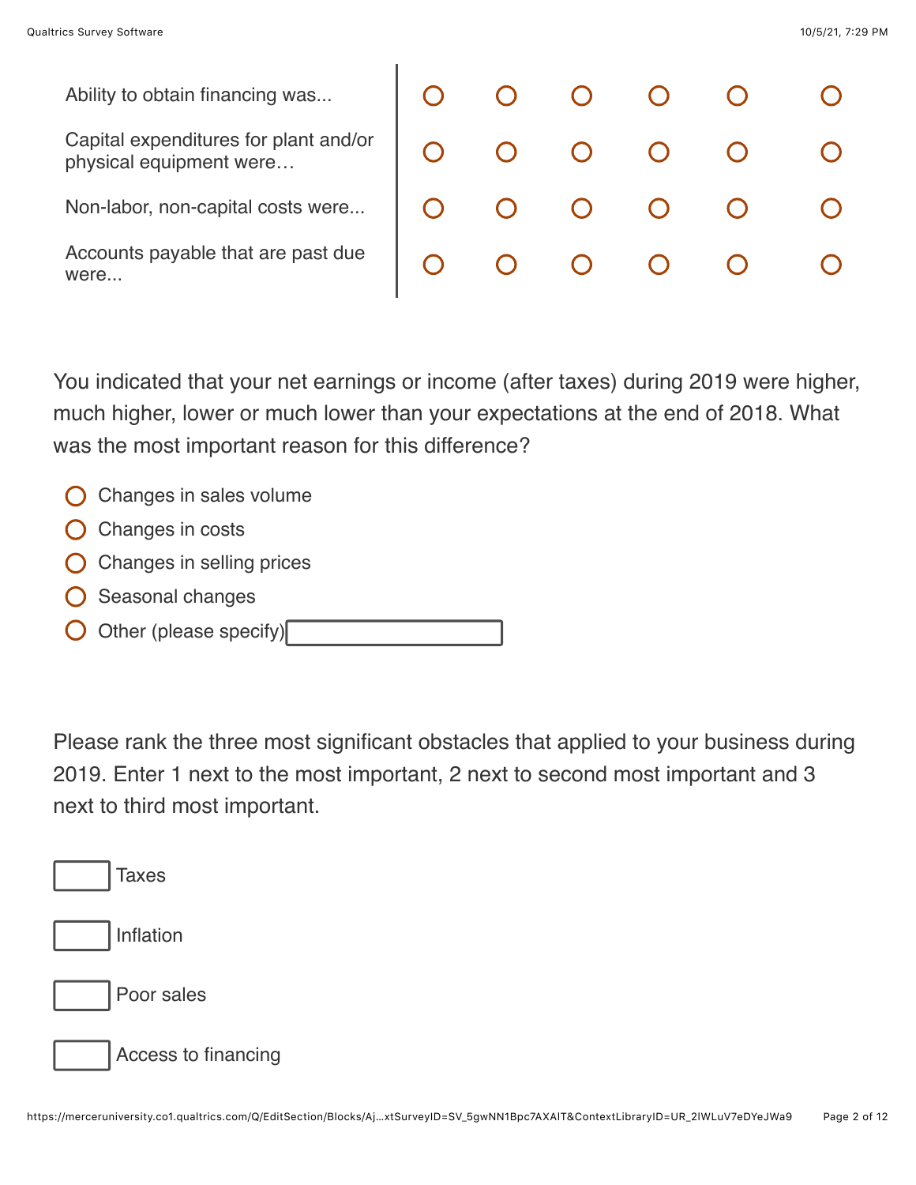| | | | | | | |
|---|---|---|---|---|---|---|
| Ability to obtain financing was... | ○ | ○ | ○ | ○ | ○ | ○ |
| Capital expenditures for plant and/or physical equipment were… | ○ | ○ | ○ | ○ | ○ | ○ |
| Non-labor, non-capital costs were... | ○ | ○ | ○ | ○ | ○ | ○ |
| Accounts payable that are past due were... | ○ | ○ | ○ | ○ | ○ | ○ |

You indicated that your net earnings or income (after taxes) during 2019 were higher, much higher, lower or much lower than your expectations at the end of 2018. What was the most important reason for this difference?

- ○ Changes in sales volume
- ○ Changes in costs
- ○ Changes in selling prices
- ○ Seasonal changes
- ○ Other (please specify) \_\_\_\_\_\_\_\_\_\_

Please rank the three most significant obstacles that applied to your business during 2019. Enter 1 next to the most important, 2 next to second most important and 3 next to third most important.

- [ ] Taxes
- [ ] Inflation
- [ ] Poor sales
- [ ] Access to financing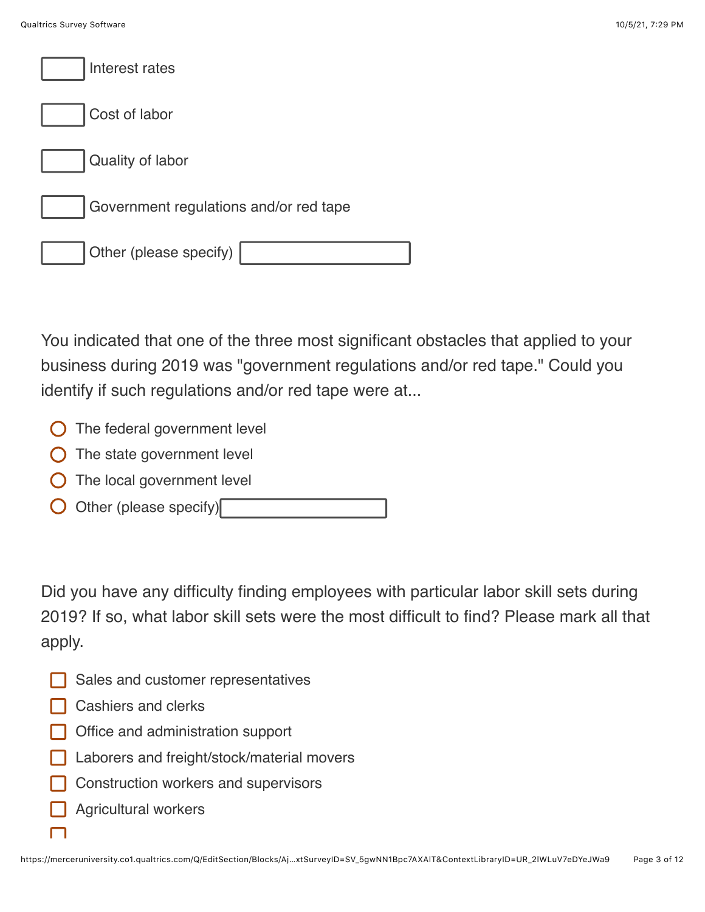- [ ] Interest rates
- [ ] Cost of labor
- [ ] Quality of labor
- [ ] Government regulations and/or red tape
- [ ] Other (please specify) ____________

You indicated that one of the three most significant obstacles that applied to your business during 2019 was "government regulations and/or red tape." Could you identify if such regulations and/or red tape were at...

- ○ The federal government level
- ○ The state government level
- ○ The local government level
- ○ Other (please specify) ____________

Did you have any difficulty finding employees with particular labor skill sets during 2019? If so, what labor skill sets were the most difficult to find? Please mark all that apply.

- [ ] Sales and customer representatives
- [ ] Cashiers and clerks
- [ ] Office and administration support
- [ ] Laborers and freight/stock/material movers
- [ ] Construction workers and supervisors
- [ ] Agricultural workers
- [ ]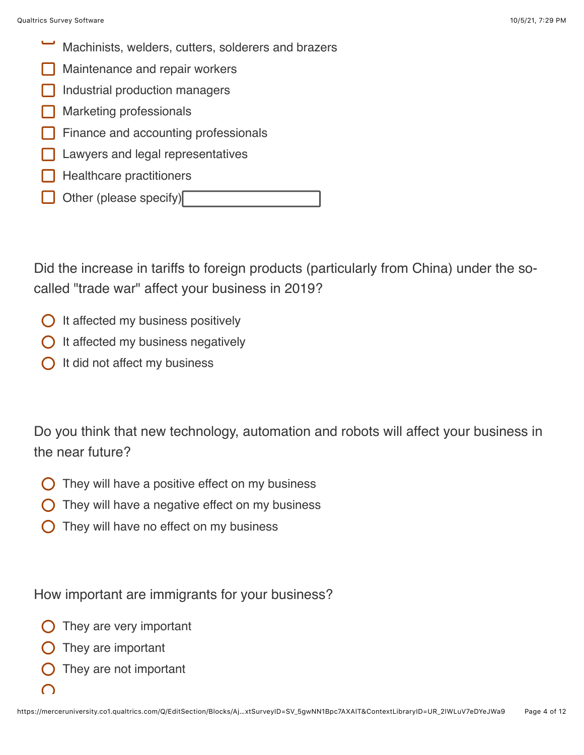- [ ] Machinists, welders, cutters, solderers and brazers
- [ ] Maintenance and repair workers
- [ ] Industrial production managers
- [ ] Marketing professionals
- [ ] Finance and accounting professionals
- [ ] Lawyers and legal representatives
- [ ] Healthcare practitioners
- [ ] Other (please specify) ____________

Did the increase in tariffs to foreign products (particularly from China) under the so-called "trade war" affect your business in 2019?

- ○ It affected my business positively
- ○ It affected my business negatively
- ○ It did not affect my business

Do you think that new technology, automation and robots will affect your business in the near future?

- ○ They will have a positive effect on my business
- ○ They will have a negative effect on my business
- ○ They will have no effect on my business

How important are immigrants for your business?

- ○ They are very important
- ○ They are important
- ○ They are not important
- ○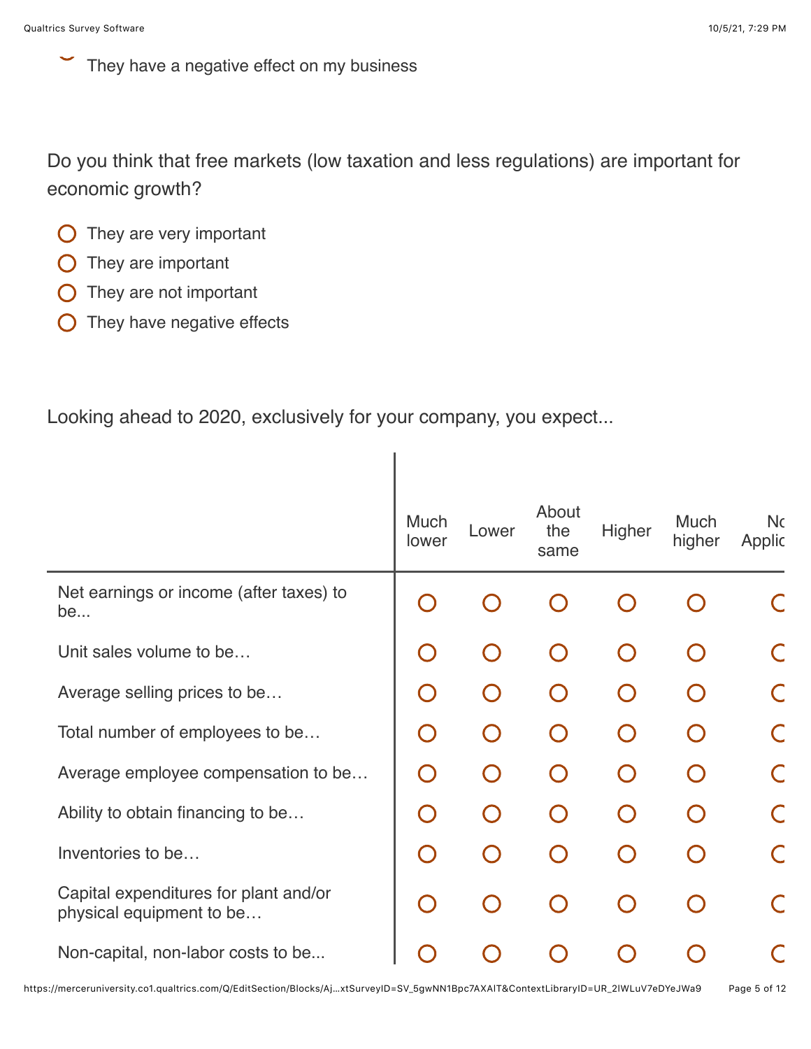- They have a negative effect on my business

Do you think that free markets (low taxation and less regulations) are important for economic growth?

- They are very important
- They are important
- They are not important
- They have negative effects

Looking ahead to 2020, exclusively for your company, you expect...

| | Much lower | Lower | About the same | Higher | Much higher | Nc Applic |
|---|---|---|---|---|---|---|
| Net earnings or income (after taxes) to be... | ◯ | ◯ | ◯ | ◯ | ◯ | ◯ |
| Unit sales volume to be… | ◯ | ◯ | ◯ | ◯ | ◯ | ◯ |
| Average selling prices to be… | ◯ | ◯ | ◯ | ◯ | ◯ | ◯ |
| Total number of employees to be… | ◯ | ◯ | ◯ | ◯ | ◯ | ◯ |
| Average employee compensation to be… | ◯ | ◯ | ◯ | ◯ | ◯ | ◯ |
| Ability to obtain financing to be… | ◯ | ◯ | ◯ | ◯ | ◯ | ◯ |
| Inventories to be… | ◯ | ◯ | ◯ | ◯ | ◯ | ◯ |
| Capital expenditures for plant and/or physical equipment to be… | ◯ | ◯ | ◯ | ◯ | ◯ | ◯ |
| Non-capital, non-labor costs to be... | ◯ | ◯ | ◯ | ◯ | ◯ | ◯ |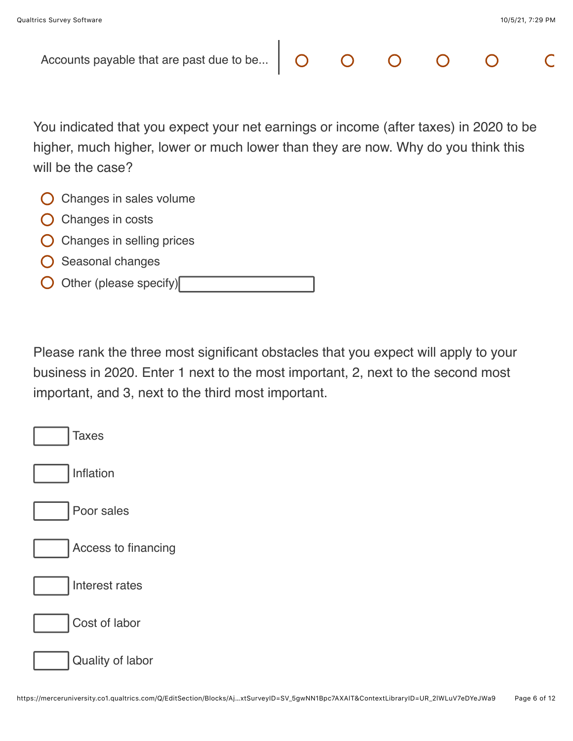| | | | | | | |
|---|---|---|---|---|---|---|
| Accounts payable that are past due to be... | ○ | ○ | ○ | ○ | ○ | ○ |

You indicated that you expect your net earnings or income (after taxes) in 2020 to be higher, much higher, lower or much lower than they are now. Why do you think this will be the case?

- ○ Changes in sales volume
- ○ Changes in costs
- ○ Changes in selling prices
- ○ Seasonal changes
- ○ Other (please specify) ________

Please rank the three most significant obstacles that you expect will apply to your business in 2020. Enter 1 next to the most important, 2, next to the second most important, and 3, next to the third most important.

- [ ] Taxes
- [ ] Inflation
- [ ] Poor sales
- [ ] Access to financing
- [ ] Interest rates
- [ ] Cost of labor
- [ ] Quality of labor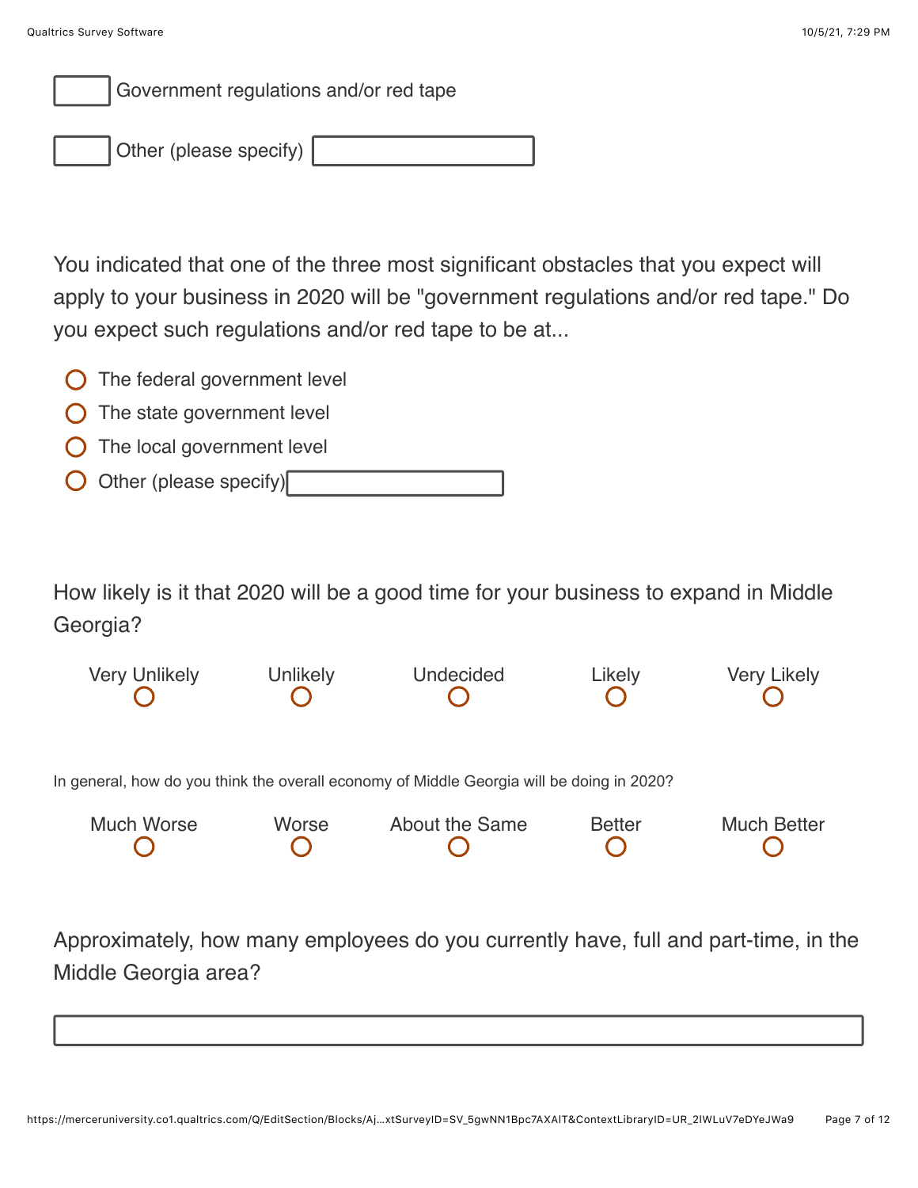- [ ] Government regulations and/or red tape
- [ ] Other (please specify) ____________

You indicated that one of the three most significant obstacles that you expect will apply to your business in 2020 will be "government regulations and/or red tape." Do you expect such regulations and/or red tape to be at...

- ◯ The federal government level
- ◯ The state government level
- ◯ The local government level
- ◯ Other (please specify) ____________

How likely is it that 2020 will be a good time for your business to expand in Middle Georgia?

| Very Unlikely | Unlikely | Undecided | Likely | Very Likely |
|---|---|---|---|---|
| ◯ | ◯ | ◯ | ◯ | ◯ |

In general, how do you think the overall economy of Middle Georgia will be doing in 2020?

| Much Worse | Worse | About the Same | Better | Much Better |
|---|---|---|---|---|
| ◯ | ◯ | ◯ | ◯ | ◯ |

Approximately, how many employees do you currently have, full and part-time, in the Middle Georgia area?

____________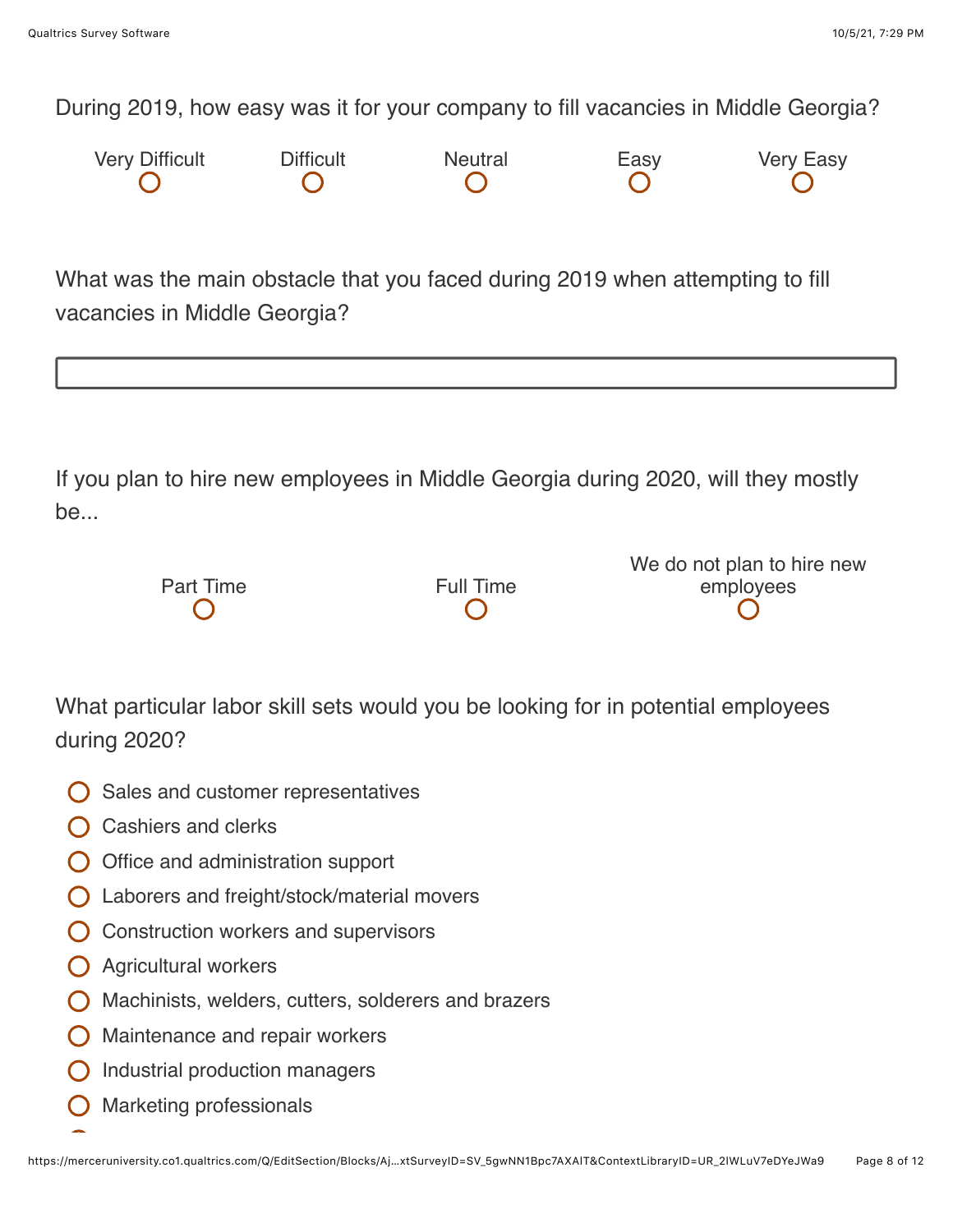During 2019, how easy was it for your company to fill vacancies in Middle Georgia?

| Very Difficult | Difficult | Neutral | Easy | Very Easy |
|---|---|---|---|---|
| ○ | ○ | ○ | ○ | ○ |

What was the main obstacle that you faced during 2019 when attempting to fill vacancies in Middle Georgia?

\_\_\_\_\_\_\_\_\_\_\_\_\_\_\_\_\_\_\_\_\_\_\_\_\_\_\_\_\_\_\_\_\_\_\_\_\_\_\_\_

If you plan to hire new employees in Middle Georgia during 2020, will they mostly be...

| Part Time | Full Time | We do not plan to hire new employees |
|---|---|---|
| ○ | ○ | ○ |

What particular labor skill sets would you be looking for in potential employees during 2020?

- ○ Sales and customer representatives
- ○ Cashiers and clerks
- ○ Office and administration support
- ○ Laborers and freight/stock/material movers
- ○ Construction workers and supervisors
- ○ Agricultural workers
- ○ Machinists, welders, cutters, solderers and brazers
- ○ Maintenance and repair workers
- ○ Industrial production managers
- ○ Marketing professionals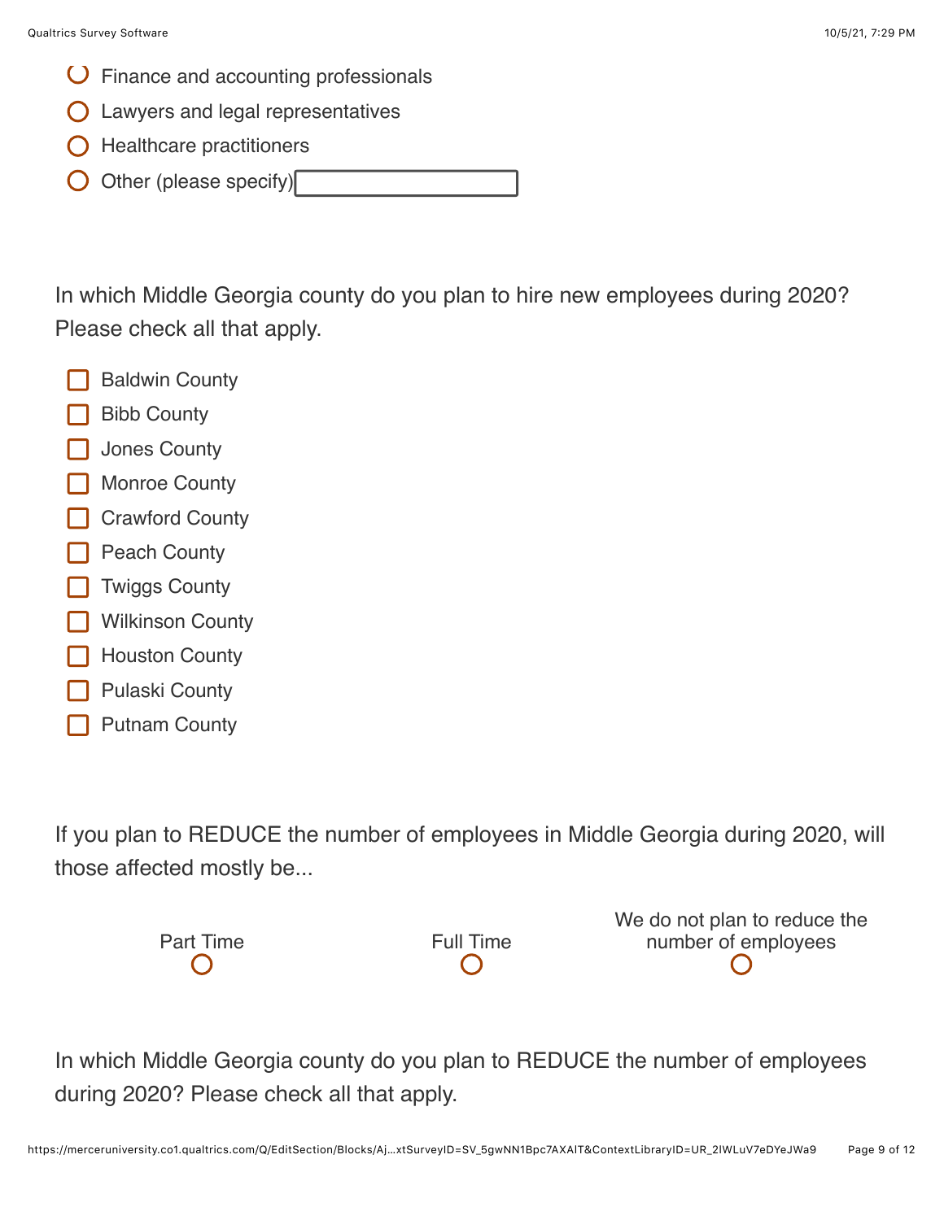- Finance and accounting professionals
- Lawyers and legal representatives
- Healthcare practitioners
- Other (please specify) ____________

In which Middle Georgia county do you plan to hire new employees during 2020? Please check all that apply.

- [ ] Baldwin County
- [ ] Bibb County
- [ ] Jones County
- [ ] Monroe County
- [ ] Crawford County
- [ ] Peach County
- [ ] Twiggs County
- [ ] Wilkinson County
- [ ] Houston County
- [ ] Pulaski County
- [ ] Putnam County

If you plan to REDUCE the number of employees in Middle Georgia during 2020, will those affected mostly be...

| Part Time | Full Time | We do not plan to reduce the number of employees |
|---|---|---|
| ○ | ○ | ○ |

In which Middle Georgia county do you plan to REDUCE the number of employees during 2020? Please check all that apply.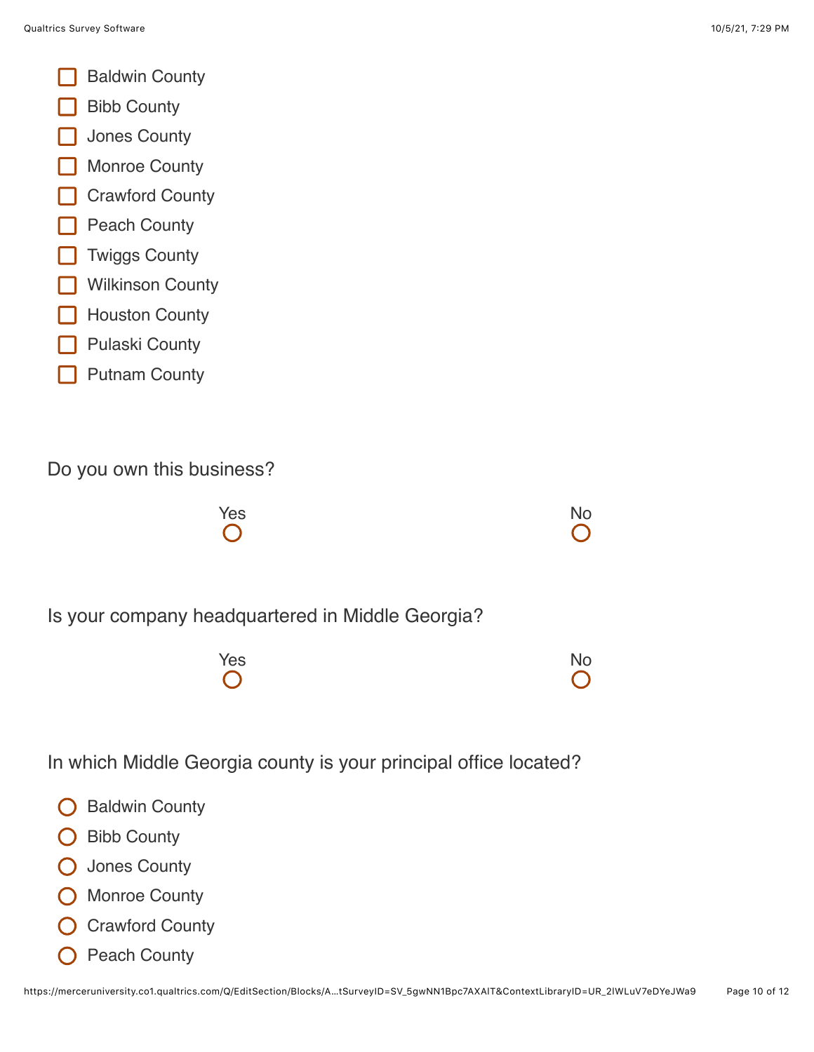- [ ] Baldwin County
- [ ] Bibb County
- [ ] Jones County
- [ ] Monroe County
- [ ] Crawford County
- [ ] Peach County
- [ ] Twiggs County
- [ ] Wilkinson County
- [ ] Houston County
- [ ] Pulaski County
- [ ] Putnam County

Do you own this business?

| Yes | No |
|---|---|
| ○ | ○ |

Is your company headquartered in Middle Georgia?

| Yes | No |
|---|---|
| ○ | ○ |

In which Middle Georgia county is your principal office located?

- ○ Baldwin County
- ○ Bibb County
- ○ Jones County
- ○ Monroe County
- ○ Crawford County
- ○ Peach County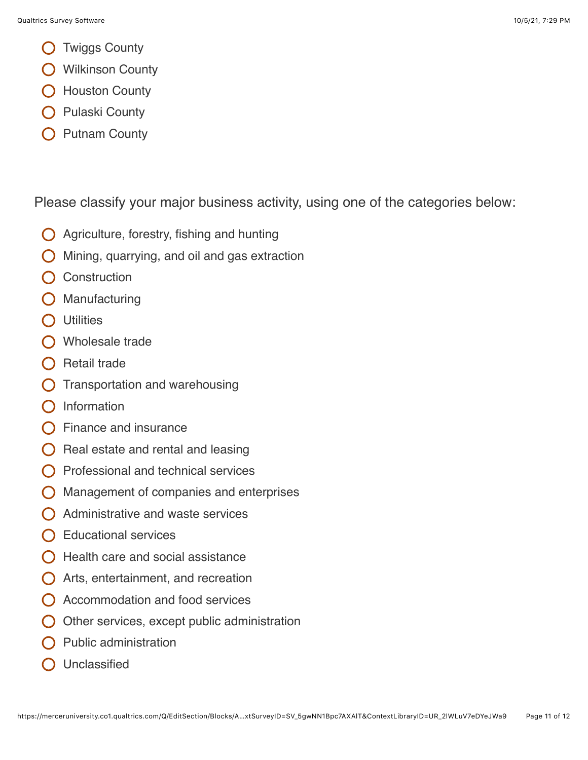- Twiggs County
- Wilkinson County
- Houston County
- Pulaski County
- Putnam County

Please classify your major business activity, using one of the categories below:

- Agriculture, forestry, fishing and hunting
- Mining, quarrying, and oil and gas extraction
- Construction
- Manufacturing
- Utilities
- Wholesale trade
- Retail trade
- Transportation and warehousing
- Information
- Finance and insurance
- Real estate and rental and leasing
- Professional and technical services
- Management of companies and enterprises
- Administrative and waste services
- Educational services
- Health care and social assistance
- Arts, entertainment, and recreation
- Accommodation and food services
- Other services, except public administration
- Public administration
- Unclassified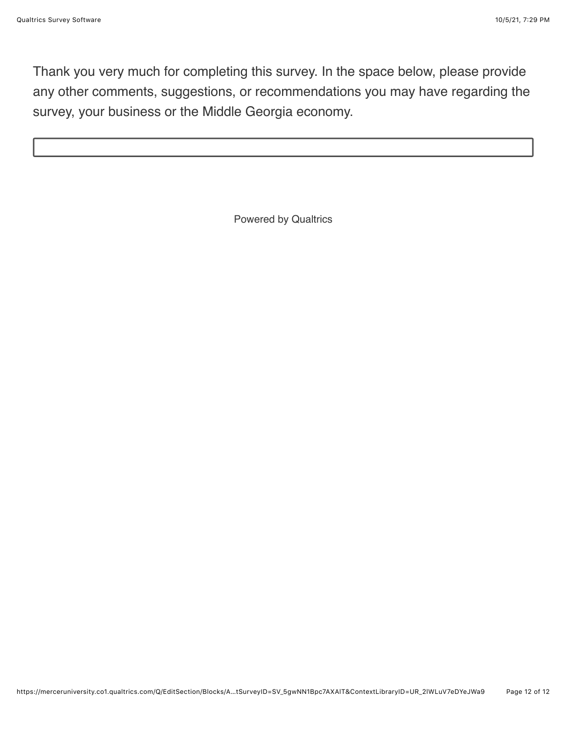Thank you very much for completing this survey. In the space below, please provide any other comments, suggestions, or recommendations you may have regarding the survey, your business or the Middle Georgia economy.

Powered by Qualtrics